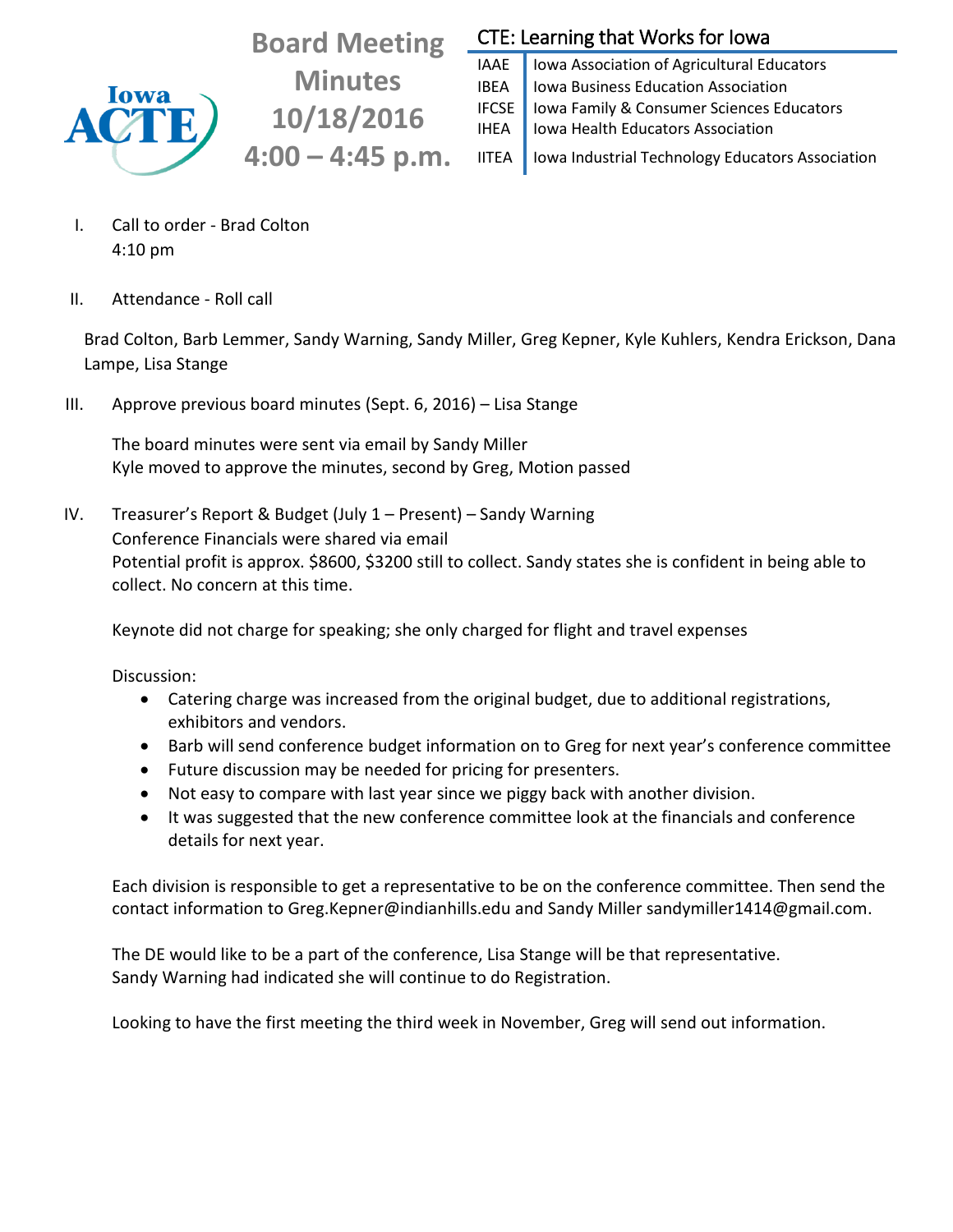# Board Meeting Minutes 10/18/2016 4:00 – 4:45 p.m.

Iowa ACTE

**CTE: Learning that Works for Iowa**

| | |
|---|---|
| IAAE | Iowa Association of Agricultural Educators |
| IBEA | Iowa Business Education Association |
| IFCSE | Iowa Family & Consumer Sciences Educators |
| IHEA | Iowa Health Educators Association |
| IITEA | Iowa Industrial Technology Educators Association |

I. Call to order - Brad Colton
   4:10 pm

II. Attendance - Roll call

Brad Colton, Barb Lemmer, Sandy Warning, Sandy Miller, Greg Kepner, Kyle Kuhlers, Kendra Erickson, Dana Lampe, Lisa Stange

III. Approve previous board minutes (Sept. 6, 2016) – Lisa Stange

The board minutes were sent via email by Sandy Miller
Kyle moved to approve the minutes, second by Greg, Motion passed

IV. Treasurer's Report & Budget (July 1 – Present) – Sandy Warning
Conference Financials were shared via email
Potential profit is approx. $8600, $3200 still to collect. Sandy states she is confident in being able to collect. No concern at this time.

Keynote did not charge for speaking; she only charged for flight and travel expenses

Discussion:

- Catering charge was increased from the original budget, due to additional registrations, exhibitors and vendors.
- Barb will send conference budget information on to Greg for next year's conference committee
- Future discussion may be needed for pricing for presenters.
- Not easy to compare with last year since we piggy back with another division.
- It was suggested that the new conference committee look at the financials and conference details for next year.

Each division is responsible to get a representative to be on the conference committee. Then send the contact information to Greg.Kepner@indianhills.edu and Sandy Miller sandymiller1414@gmail.com.

The DE would like to be a part of the conference, Lisa Stange will be that representative.
Sandy Warning had indicated she will continue to do Registration.

Looking to have the first meeting the third week in November, Greg will send out information.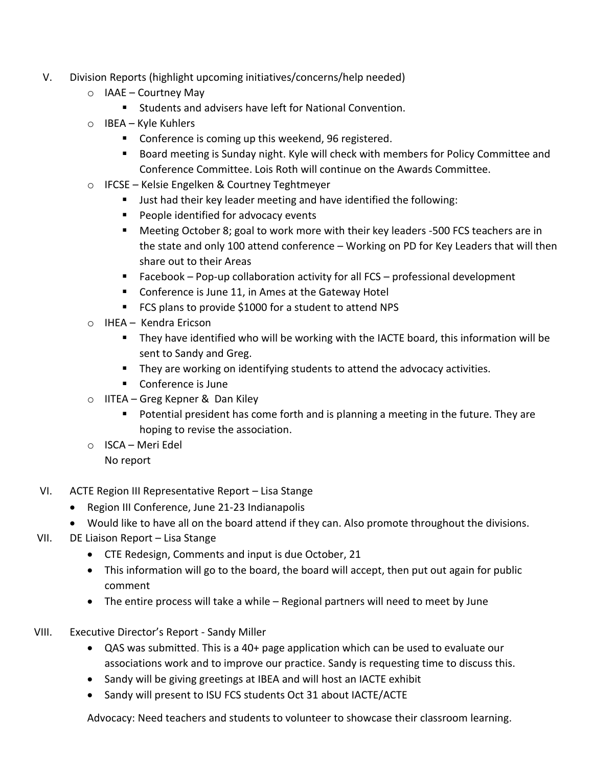V. Division Reports (highlight upcoming initiatives/concerns/help needed)
   - IAAE – Courtney May
     - Students and advisers have left for National Convention.
   - IBEA – Kyle Kuhlers
     - Conference is coming up this weekend, 96 registered.
     - Board meeting is Sunday night. Kyle will check with members for Policy Committee and Conference Committee. Lois Roth will continue on the Awards Committee.
   - IFCSE – Kelsie Engelken & Courtney Teghtmeyer
     - Just had their key leader meeting and have identified the following:
     - People identified for advocacy events
     - Meeting October 8; goal to work more with their key leaders -500 FCS teachers are in the state and only 100 attend conference – Working on PD for Key Leaders that will then share out to their Areas
     - Facebook – Pop-up collaboration activity for all FCS – professional development
     - Conference is June 11, in Ames at the Gateway Hotel
     - FCS plans to provide $1000 for a student to attend NPS
   - IHEA – Kendra Ericson
     - They have identified who will be working with the IACTE board, this information will be sent to Sandy and Greg.
     - They are working on identifying students to attend the advocacy activities.
     - Conference is June
   - IITEA – Greg Kepner & Dan Kiley
     - Potential president has come forth and is planning a meeting in the future. They are hoping to revise the association.
   - ISCA – Meri Edel

     No report

VI. ACTE Region III Representative Report – Lisa Stange
   - Region III Conference, June 21-23 Indianapolis
   - Would like to have all on the board attend if they can. Also promote throughout the divisions.

VII. DE Liaison Report – Lisa Stange
   - CTE Redesign, Comments and input is due October, 21
   - This information will go to the board, the board will accept, then put out again for public comment
   - The entire process will take a while – Regional partners will need to meet by June

VIII. Executive Director's Report - Sandy Miller
   - QAS was submitted. This is a 40+ page application which can be used to evaluate our associations work and to improve our practice. Sandy is requesting time to discuss this.
   - Sandy will be giving greetings at IBEA and will host an IACTE exhibit
   - Sandy will present to ISU FCS students Oct 31 about IACTE/ACTE

   Advocacy: Need teachers and students to volunteer to showcase their classroom learning.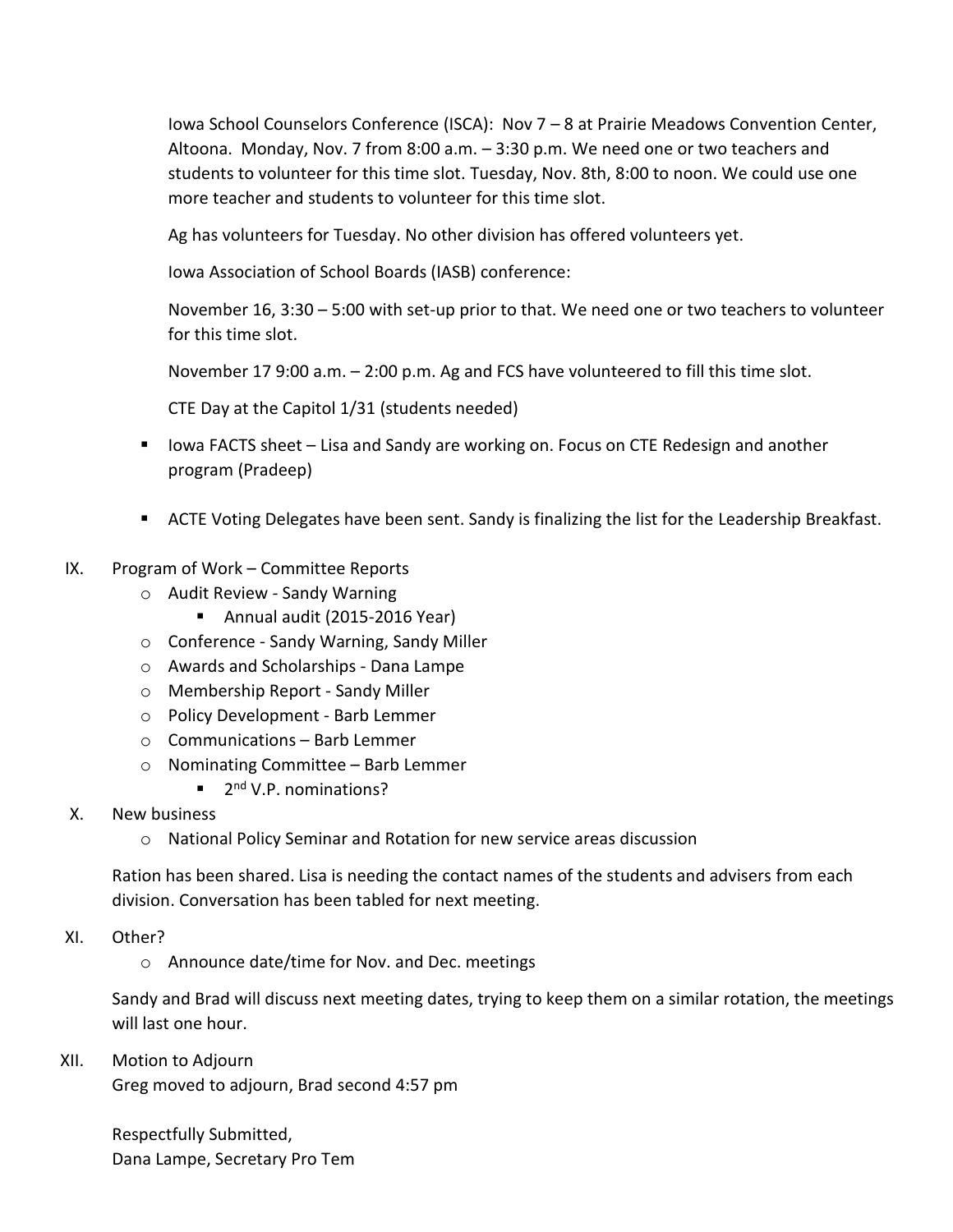Iowa School Counselors Conference (ISCA): Nov 7 – 8 at Prairie Meadows Convention Center, Altoona. Monday, Nov. 7 from 8:00 a.m. – 3:30 p.m. We need one or two teachers and students to volunteer for this time slot. Tuesday, Nov. 8th, 8:00 to noon. We could use one more teacher and students to volunteer for this time slot.

Ag has volunteers for Tuesday. No other division has offered volunteers yet.

Iowa Association of School Boards (IASB) conference:

November 16, 3:30 – 5:00 with set-up prior to that. We need one or two teachers to volunteer for this time slot.

November 17 9:00 a.m. – 2:00 p.m. Ag and FCS have volunteered to fill this time slot.

CTE Day at the Capitol 1/31 (students needed)

- Iowa FACTS sheet – Lisa and Sandy are working on. Focus on CTE Redesign and another program (Pradeep)

- ACTE Voting Delegates have been sent. Sandy is finalizing the list for the Leadership Breakfast.

IX. Program of Work – Committee Reports
   - Audit Review - Sandy Warning
     - Annual audit (2015-2016 Year)
   - Conference - Sandy Warning, Sandy Miller
   - Awards and Scholarships - Dana Lampe
   - Membership Report - Sandy Miller
   - Policy Development - Barb Lemmer
   - Communications – Barb Lemmer
   - Nominating Committee – Barb Lemmer
     - 2nd V.P. nominations?

X. New business
   - National Policy Seminar and Rotation for new service areas discussion

   Ration has been shared. Lisa is needing the contact names of the students and advisers from each division. Conversation has been tabled for next meeting.

XI. Other?
   - Announce date/time for Nov. and Dec. meetings

   Sandy and Brad will discuss next meeting dates, trying to keep them on a similar rotation, the meetings will last one hour.

XII. Motion to Adjourn
   Greg moved to adjourn, Brad second 4:57 pm

Respectfully Submitted,
Dana Lampe, Secretary Pro Tem